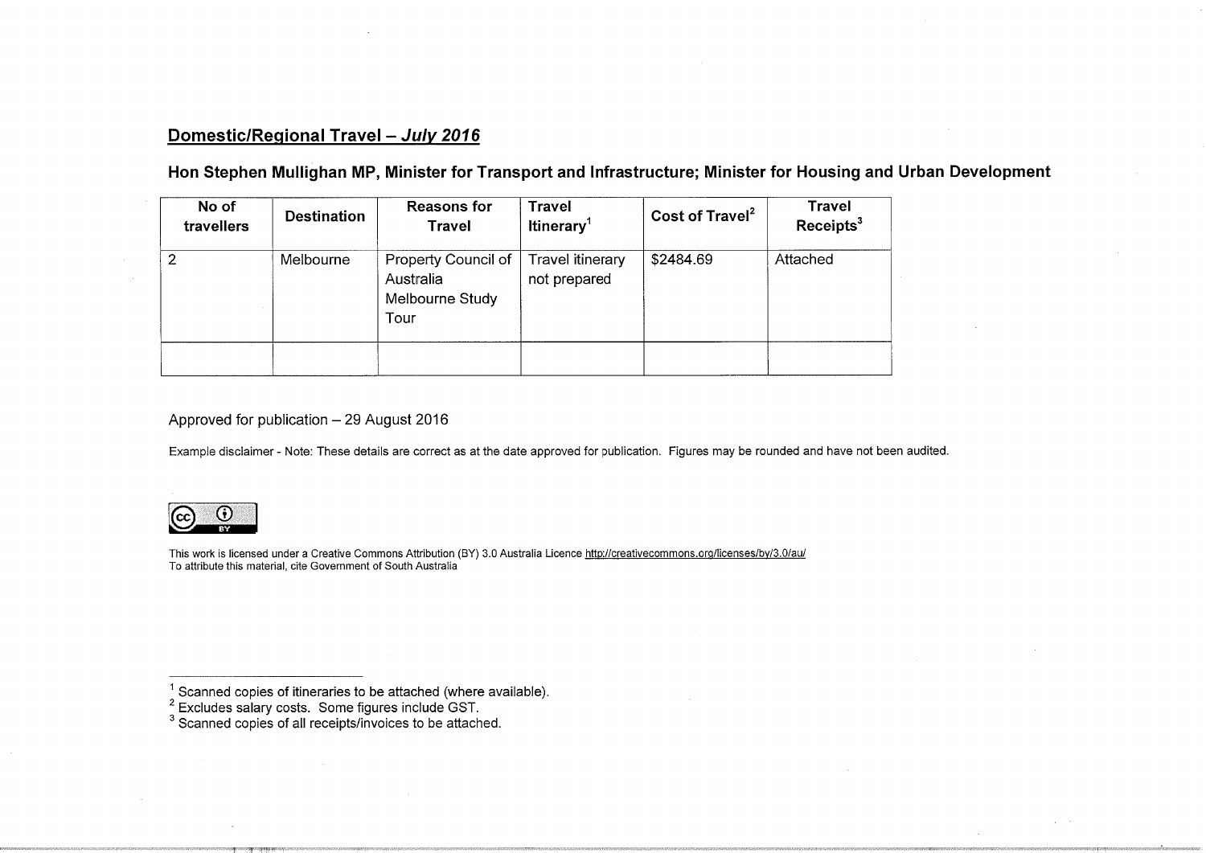## Domestic/Regional Travel – *July 2016*

### Hon Stephen Mullighan MP, Minister for Transport and Infrastructure; Minister for Housing and Urban Development

| No of travellers | Destination | Reasons for Travel | Travel Itinerary[1] | Cost of Travel[2] | Travel Receipts[3] |
|---|---|---|---|---|---|
| 2 | Melbourne | Property Council of Australia Melbourne Study Tour | Travel itinerary not prepared | $2484.69 | Attached |
| | | | | | |

Approved for publication – 29 August 2016

Example disclaimer - Note: These details are correct as at the date approved for publication. Figures may be rounded and have not been audited.

This work is licensed under a Creative Commons Attribution (BY) 3.0 Australia Licence http://creativecommons.org/licenses/by/3.0/au/
To attribute this material, cite Government of South Australia

[1] Scanned copies of itineraries to be attached (where available).
[2] Excludes salary costs. Some figures include GST.
[3] Scanned copies of all receipts/invoices to be attached.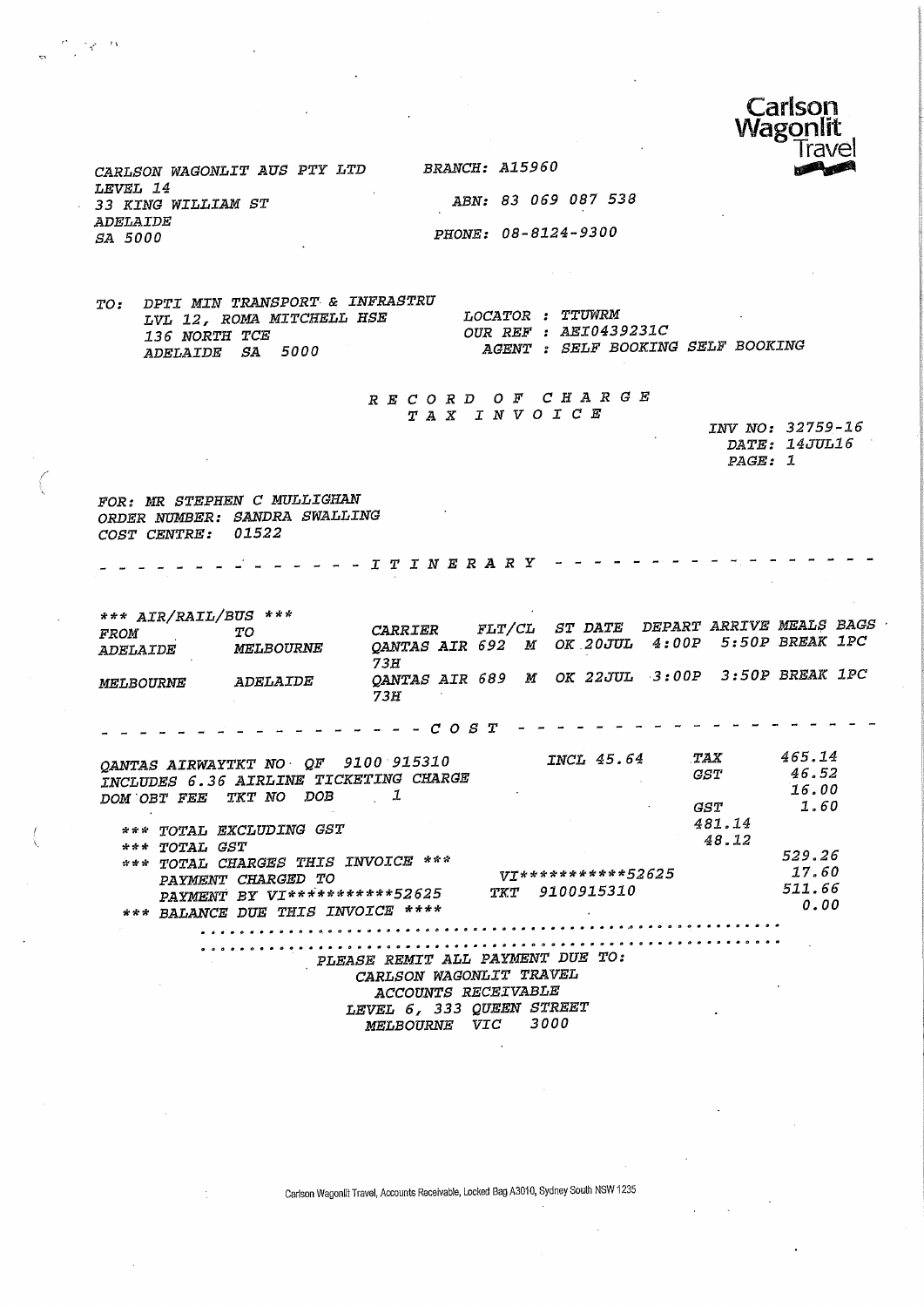Carlson Wagonlit Travel

CARLSON WAGONLIT AUS PTY LTD
LEVEL 14
33 KING WILLIAM ST
ADELAIDE
SA 5000

BRANCH: A15960

ABN: 83 069 087 538

PHONE: 08-8124-9300

TO: DPTI MIN TRANSPORT & INFRASTRU
LVL 12, ROMA MITCHELL HSE
136 NORTH TCE
ADELAIDE SA 5000

LOCATOR : TTUWRM
OUR REF : AEI0439231C
AGENT : SELF BOOKING SELF BOOKING

# RECORD OF CHARGE
## TAX INVOICE

INV NO: 32759-16
DATE: 14JUL16
PAGE: 1

FOR: MR STEPHEN C MULLIGHAN
ORDER NUMBER: SANDRA SWALLING
COST CENTRE: 01522

- - - - - - - - - - - - - - ITINERARY - - - - - - - - - - - - - - -

*** AIR/RAIL/BUS ***

| FROM | TO | CARRIER | FLT/CL | ST DATE | DEPART | ARRIVE | MEALS | BAGS |
|---|---|---|---|---|---|---|---|---|
| ADELAIDE | MELBOURNE | QANTAS AIR 692 73H | M | OK 20JUL | 4:00P | 5:50P | BREAK | 1PC |
| MELBOURNE | ADELAIDE | QANTAS AIR 689 73H | M | OK 22JUL | 3:00P | 3:50P | BREAK | 1PC |

- - - - - - - - - - - - - - - - - - COST - - - - - - - - - - - - - - - - - - -

| | | | |
|---|---|---|---|
| QANTAS AIRWAYTKT NO QF 9100 915310 | INCL 45.64 | TAX | 465.14 |
| INCLUDES 6.36 AIRLINE TICKETING CHARGE | | GST | 46.52 |
| DOM OBT FEE TKT NO DOB 1 | | | 16.00 |
| | | GST | 1.60 |
| *** TOTAL EXCLUDING GST | | 481.14 | |
| *** TOTAL GST | | 48.12 | |
| *** TOTAL CHARGES THIS INVOICE *** | | | 529.26 |
| PAYMENT CHARGED TO | VI***********52625 | | 17.60 |
| PAYMENT BY VI***********52625 | TKT 9100915310 | | 511.66 |
| *** BALANCE DUE THIS INVOICE **** | | | 0.00 |

PLEASE REMIT ALL PAYMENT DUE TO:
CARLSON WAGONLIT TRAVEL
ACCOUNTS RECEIVABLE
LEVEL 6, 333 QUEEN STREET
MELBOURNE VIC 3000

Carlson Wagonlit Travel, Accounts Receivable, Locked Bag A3010, Sydney South NSW 1235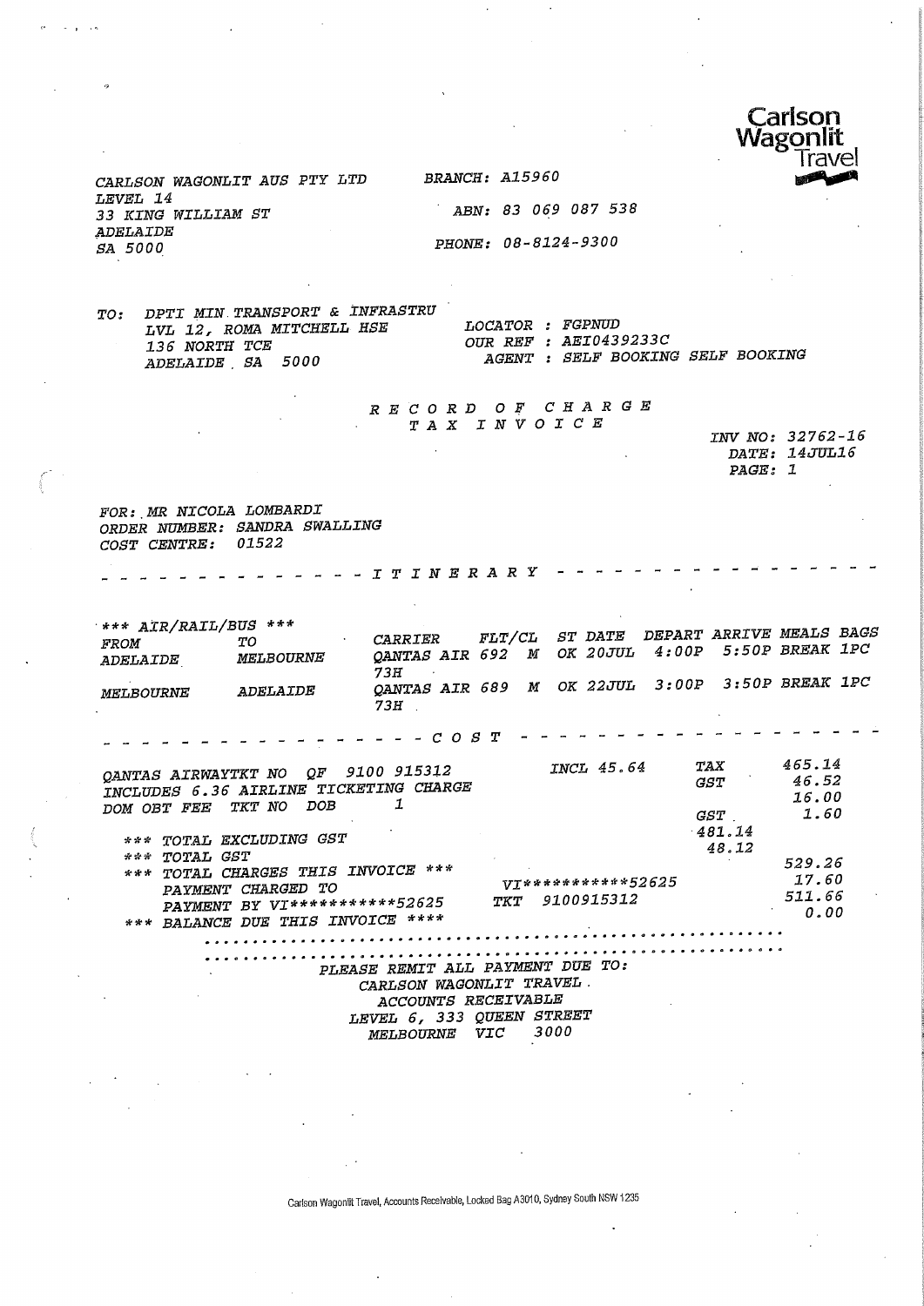Carlson Wagonlit Travel

CARLSON WAGONLIT AUS PTY LTD
LEVEL 14
33 KING WILLIAM ST
ADELAIDE
SA 5000

BRANCH: A15960

ABN: 83 069 087 538

PHONE: 08-8124-9300

TO: DPTI MIN TRANSPORT & INFRASTRU
LVL 12, ROMA MITCHELL HSE
136 NORTH TCE
ADELAIDE SA 5000

LOCATOR : FGPNUD
OUR REF : AEI0439233C
AGENT : SELF BOOKING SELF BOOKING

## R E C O R D   O F   C H A R G E
## T A X   I N V O I C E

INV NO: 32762-16
DATE: 14JUL16
PAGE: 1

FOR: MR NICOLA LOMBARDI
ORDER NUMBER: SANDRA SWALLING
COST CENTRE: 01522

- - - - - - - - - - - - - - - I T I N E R A R Y - - - - - - - - - - - - - - - -

*** AIR/RAIL/BUS ***

| FROM | TO | CARRIER | FLT/CL | ST | DATE | DEPART | ARRIVE | MEALS | BAGS |
|---|---|---|---|---|---|---|---|---|---|
| ADELAIDE | MELBOURNE | QANTAS AIR 692 73H | M | OK | 20JUL | 4:00P | 5:50P | BREAK | 1PC |
| MELBOURNE | ADELAIDE | QANTAS AIR 689 73H | M | OK | 22JUL | 3:00P | 3:50P | BREAK | 1PC |

- - - - - - - - - - - - - - - - - - - C O S T - - - - - - - - - - - - - - - - - -

| | | | |
|---|---|---|---|
| QANTAS AIRWAYTKT NO QF 9100 915312 | INCL 45.64 | TAX | 465.14 |
| INCLUDES 6.36 AIRLINE TICKETING CHARGE | | GST | 46.52 |
| DOM OBT FEE TKT NO DOB 1 | | | 16.00 |
| | | GST | 1.60 |
| *** TOTAL EXCLUDING GST | | 481.14 | |
| *** TOTAL GST | | 48.12 | |
| *** TOTAL CHARGES THIS INVOICE *** | | | 529.26 |
| PAYMENT CHARGED TO | VI***********52625 | | 17.60 |
| PAYMENT BY VI***********52625 | TKT 9100915312 | | 511.66 |
| *** BALANCE DUE THIS INVOICE **** | | | 0.00 |

PLEASE REMIT ALL PAYMENT DUE TO:
CARLSON WAGONLIT TRAVEL
ACCOUNTS RECEIVABLE
LEVEL 6, 333 QUEEN STREET
MELBOURNE VIC 3000

Carlson Wagonlit Travel, Accounts Receivable, Locked Bag A3010, Sydney South NSW 1235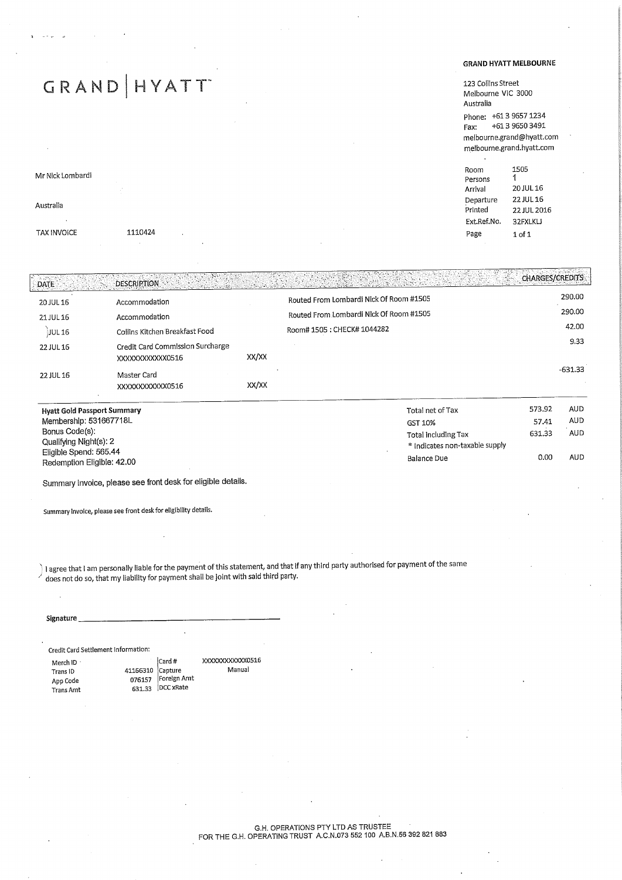# GRAND | HYATT

**GRAND HYATT MELBOURNE**

123 Collins Street
Melbourne VIC 3000
Australia

Phone: +61 3 9657 1234
Fax: +61 3 9650 3491
melbourne.grand@hyatt.com
melbourne.grand.hyatt.com

Mr Nick Lombardi

Australia

TAX INVOICE 1110424

| | |
|---|---|
| Room | 1505 |
| Persons | 1 |
| Arrival | 20 JUL 16 |
| Departure | 22 JUL 16 |
| Printed | 22 JUL 2016 |
| Ext.Ref.No. | 32FXLKLJ |
| Page | 1 of 1 |

| DATE | DESCRIPTION | | | CHARGES/CREDITS |
|---|---|---|---|---|
| 20 JUL 16 | Accommodation | | Routed From Lombardi Nick Of Room #1505 | 290.00 |
| 21 JUL 16 | Accommodation | | Routed From Lombardi Nick Of Room #1505 | 290.00 |
| JUL 16 | Collins Kitchen Breakfast Food | | Room# 1505 : CHECK# 1044282 | 42.00 |
| 22 JUL 16 | Credit Card Commission Surcharge XXXXXXXXXXXX0516 | XX/XX | | 9.33 |
| 22 JUL 16 | Master Card XXXXXXXXXXXX0516 | XX/XX | | -631.33 |

**Hyatt Gold Passport Summary**
Membership: 531667718L
Bonus Code(s):
Qualifying Night(s): 2
Eligible Spend: 565.44
Redemption Eligible: 42.00

| | | |
|---|---|---|
| Total net of Tax | 573.92 | AUD |
| GST 10% | 57.41 | AUD |
| Total Including Tax | 631.33 | AUD |
| * Indicates non-taxable supply | | |
| Balance Due | 0.00 | AUD |

Summary Invoice, please see front desk for eligible details.

Summary Invoice, please see front desk for eligibility details.

I agree that I am personally liable for the payment of this statement, and that if any third party authorised for payment of the same does not do so, that my liability for payment shall be joint with said third party.

Signature ______________________________

Credit Card Settlement Information:

| | | | |
|---|---|---|---|
| Merch ID | | Card # | XXXXXXXXXXXX0516 |
| Trans ID | 41166310 | Capture | Manual |
| App Code | 076157 | Foreign Amt | |
| Trans Amt | 631.33 | DCC xRate | |

G.H. OPERATIONS PTY LTD AS TRUSTEE
FOR THE G.H. OPERATING TRUST A.C.N.073 552 100 A.B.N.56 392 821 883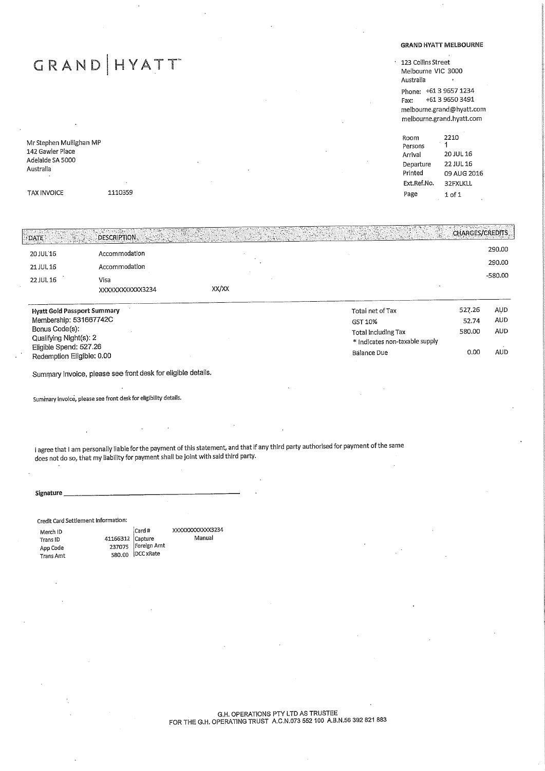# GRAND | HYATT

**GRAND HYATT MELBOURNE**

123 Collins Street
Melbourne VIC 3000
Australia

Phone: +61 3 9657 1234
Fax: +61 3 9650 3491
melbourne.grand@hyatt.com
melbourne.grand.hyatt.com

Mr Stephen Mullighan MP
142 Gawler Place
Adelaide SA 5000
Australia

| | |
|---|---|
| Room | 2210 |
| Persons | 1 |
| Arrival | 20 JUL 16 |
| Departure | 22 JUL 16 |
| Printed | 09 AUG 2016 |
| Ext.Ref.No. | 32FXLKLL |
| Page | 1 of 1 |

TAX INVOICE 1110359

| DATE | DESCRIPTION | | CHARGES/CREDITS |
|---|---|---|---|
| 20 JUL 16 | Accommodation | | 290.00 |
| 21 JUL 16 | Accommodation | | 290.00 |
| 22 JUL 16 | Visa XXXXXXXXXXXX3234 | XX/XX | -580.00 |

**Hyatt Gold Passport Summary**
Membership: 531667742C
Bonus Code(s):
Qualifying Night(s): 2
Eligible Spend: 527.26
Redemption Eligible: 0.00

| | | |
|---|---|---|
| Total net of Tax | 527.26 | AUD |
| GST 10% | 52.74 | AUD |
| Total including Tax | 580.00 | AUD |
| * indicates non-taxable supply | | |
| Balance Due | 0.00 | AUD |

Summary Invoice, please see front desk for eligible details.

Summary Invoice, please see front desk for eligibility details.

I agree that I am personally liable for the payment of this statement, and that if any third party authorised for payment of the same does not do so, that my liability for payment shall be joint with said third party.

**Signature** ______________________________

Credit Card Settlement Information:

| | | | |
|---|---|---|---|
| Merch ID | | Card # | XXXXXXXXXXXX3234 |
| Trans ID | 41166312 | Capture | Manual |
| App Code | 237075 | Foreign Amt | |
| Trans Amt | 580.00 | DCC xRate | |

G.H. OPERATIONS PTY LTD AS TRUSTEE
FOR THE G.H. OPERATING TRUST A.C.N.073 552 100 A.B.N.56 392 821 883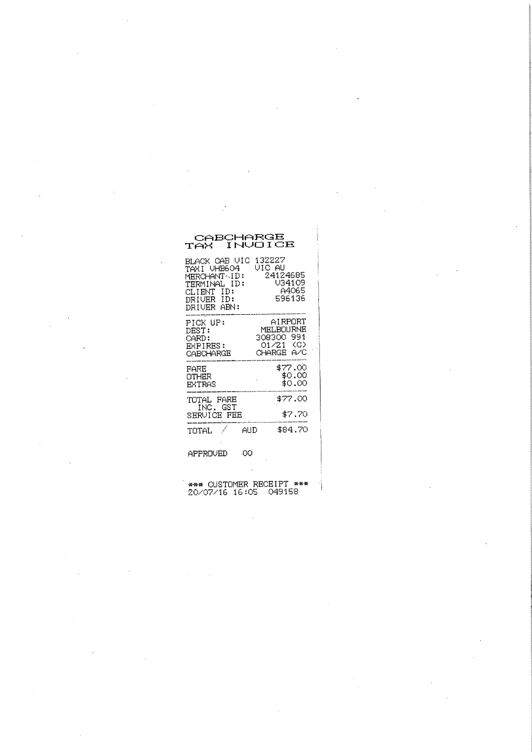# CABCHARGE TAX INVOICE

BLACK CAB VIC 132227
TAXI VHB604 VIC AU

| | |
|---|---|
| MERCHANT-ID: | 24124685 |
| TERMINAL ID: | V34109 |
| CLIENT ID: | A4065 |
| DRIVER ID: | 596136 |
| DRIVER ABN: | |

| | |
|---|---|
| PICK UP: | AIRPORT |
| DEST: | MELBOURNE |
| CARD: | 308300 991 |
| EXPIRES: | 01/21 (C) |
| CABCHARGE | CHARGE A/C |

| | |
|---|---|
| FARE | $77.00 |
| OTHER | $0.00 |
| EXTRAS | $0.00 |

| | |
|---|---|
| TOTAL FARE INC. GST | $77.00 |
| SERVICE FEE | $7.70 |

| | |
|---|---|
| TOTAL / AUD | $84.70 |

APPROVED 00

*** CUSTOMER RECEIPT ***
20/07/16 16:05 049158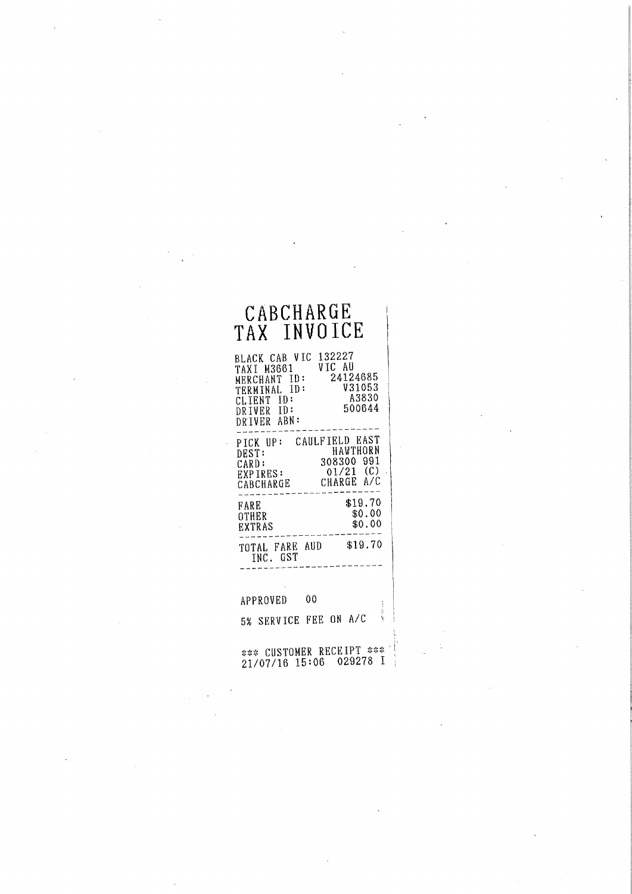# CABCHARGE TAX INVOICE

BLACK CAB VIC 132227
TAXI M3661 VIC AU
MERCHANT ID: 24124685
TERMINAL ID: V31053
CLIENT ID: A3830
DRIVER ID: 500644
DRIVER ABN:

---

PICK UP: CAULFIELD EAST
DEST: HAWTHORN
CARD: 308300 991
EXPIRES: 01/21 (C)
CABCHARGE CHARGE A/C

---

| | |
|---|---|
| FARE | $19.70 |
| OTHER | $0.00 |
| EXTRAS | $0.00 |

---

| | |
|---|---|
| TOTAL FARE AUD INC. GST | $19.70 |

---

APPROVED 00

5% SERVICE FEE ON A/C

*** CUSTOMER RECEIPT ***
21/07/16 15:06 029278 I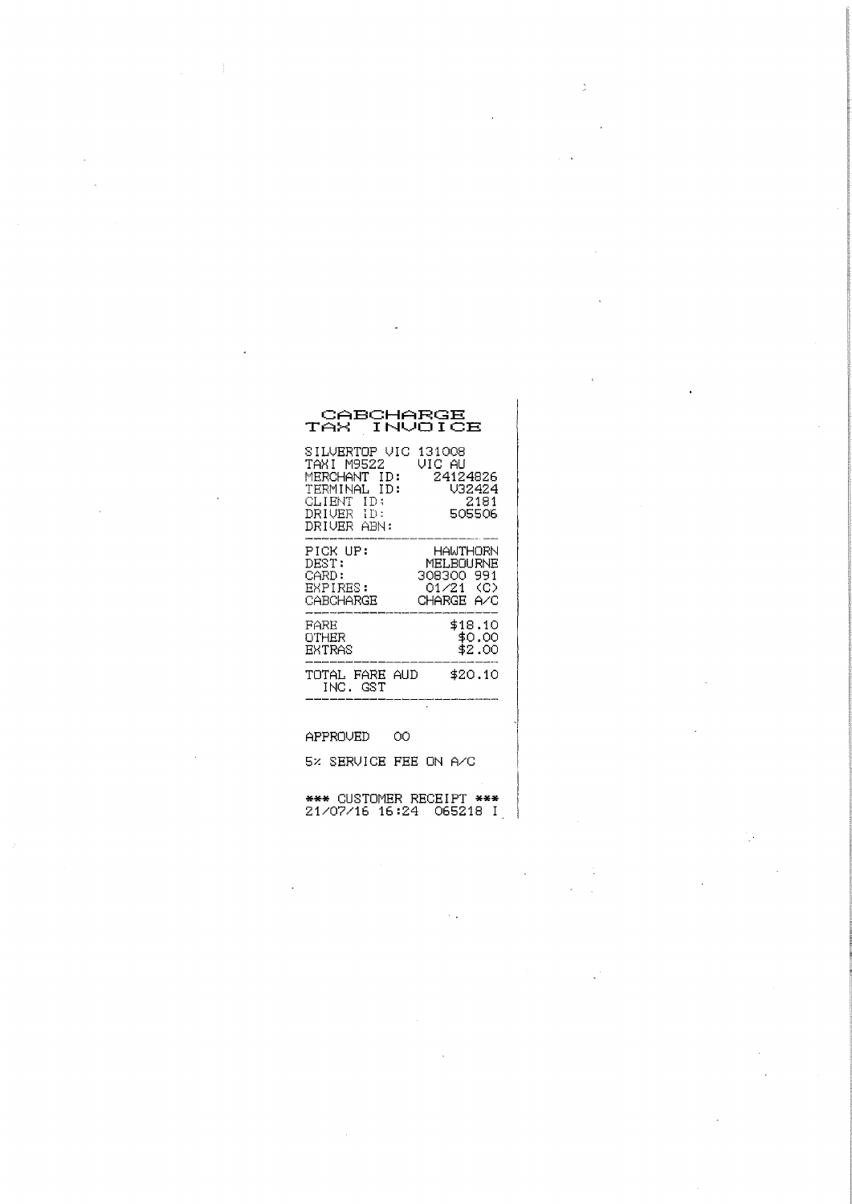# CABCHARGE TAX INVOICE

SILVERTOP VIC 131008
TAXI M9522 VIC AU

| | |
|---|---|
| MERCHANT ID: | 24124826 |
| TERMINAL ID: | V32424 |
| CLIENT ID: | 2181 |
| DRIVER ID: | 505506 |
| DRIVER ABN: | |

| | |
|---|---|
| PICK UP: | HAWTHORN |
| DEST: | MELBOURNE |
| CARD: | 308300 991 |
| EXPIRES: | 01/21 (C) |
| CABCHARGE | CHARGE A/C |

| | |
|---|---|
| FARE | $18.10 |
| OTHER | $0.00 |
| EXTRAS | $2.00 |

| | |
|---|---|
| TOTAL FARE AUD INC. GST | $20.10 |

APPROVED 00

5% SERVICE FEE ON A/C

*** CUSTOMER RECEIPT ***
21/07/16 16:24 065218 I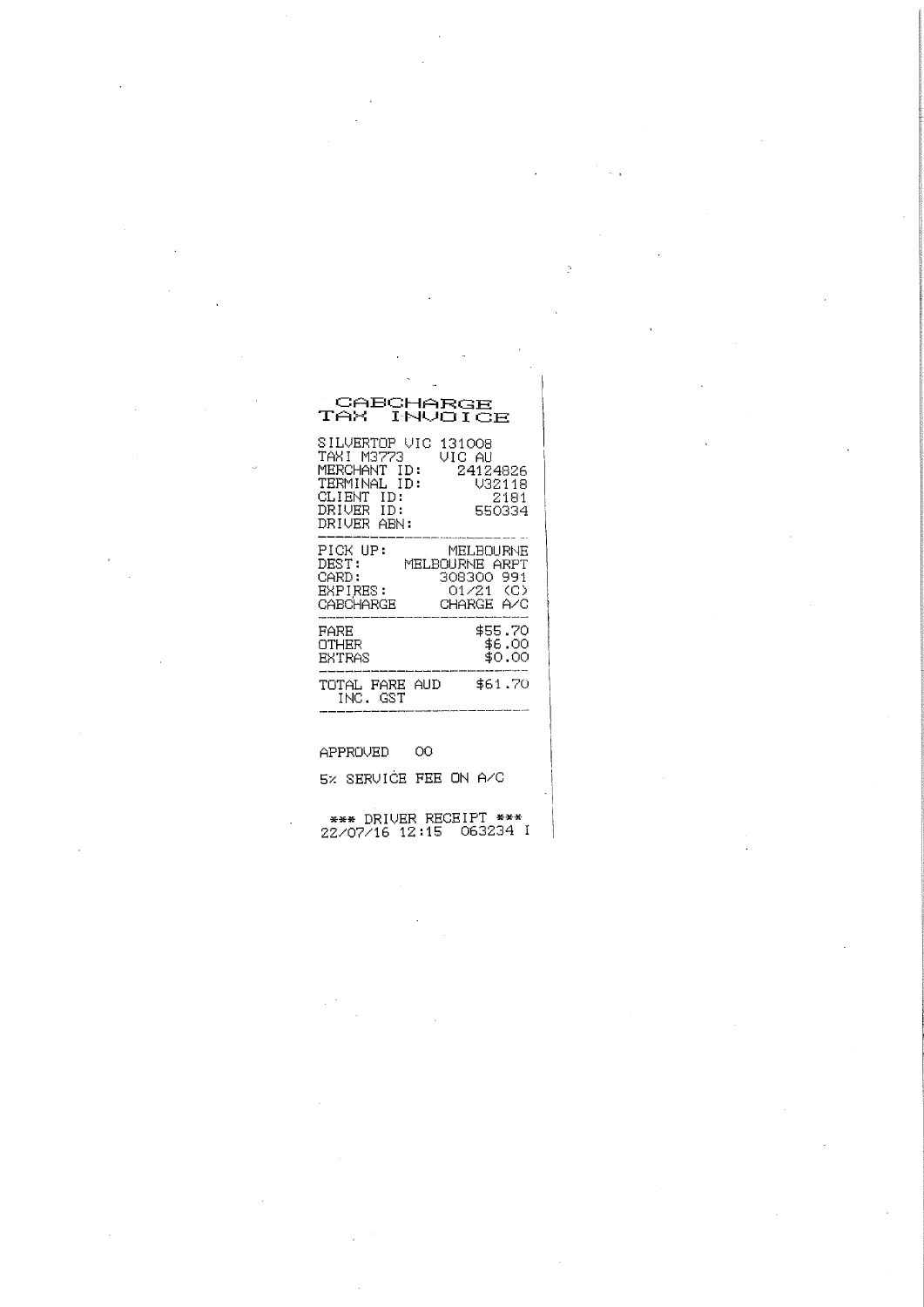# CABCHARGE TAX INVOICE

SILVERTOP VIC 131008
TAXI M3773 VIC AU

| | |
|---|---|
| MERCHANT ID: | 24124826 |
| TERMINAL ID: | V32118 |
| CLIENT ID: | 2181 |
| DRIVER ID: | 550334 |
| DRIVER ABN: | |

| | |
|---|---|
| PICK UP: | MELBOURNE |
| DEST: | MELBOURNE ARPT |
| CARD: | 308300 991 |
| EXPIRES: | 01/21 (C) |
| CABCHARGE | CHARGE A/C |

| | |
|---|---|
| FARE | $55.70 |
| OTHER | $6.00 |
| EXTRAS | $0.00 |

| | |
|---|---|
| TOTAL FARE AUD INC. GST | $61.70 |

APPROVED 00

5% SERVICE FEE ON A/C

*** DRIVER RECEIPT ***
22/07/16 12:15 063234 I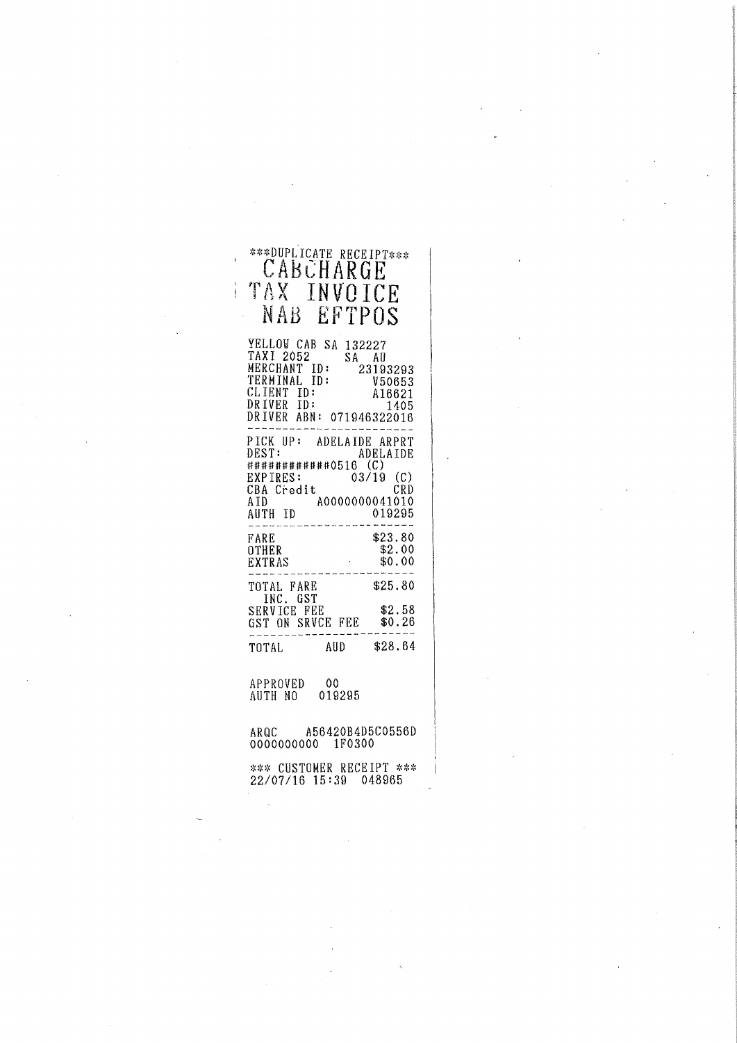***DUPLICATE RECEIPT***

# CABCHARGE
# TAX INVOICE
# NAB EFTPOS

YELLOW CAB SA 132227
TAXI 2052 SA AU
MERCHANT ID: 23193293
TERMINAL ID: V50653
CLIENT ID: A16621
DRIVER ID: 1405
DRIVER ABN: 071946322016

---

PICK UP: ADELAIDE ARPRT
DEST: ADELAIDE
############0516 (C)
EXPIRES: 03/19 (C)
CBA Credit CRD
AID A0000000041010
AUTH ID 019295

---

| | |
|---|---|
| FARE | $23.80 |
| OTHER | $2.00 |
| EXTRAS | $0.00 |
| TOTAL FARE INC. GST | $25.80 |
| SERVICE FEE | $2.58 |
| GST ON SRVCE FEE | $0.26 |
| TOTAL AUD | $28.64 |

APPROVED 00
AUTH NO 019295

ARQC A56420B4D5C0556D
0000000000 1F0300

*** CUSTOMER RECEIPT ***
22/07/16 15:39 048965